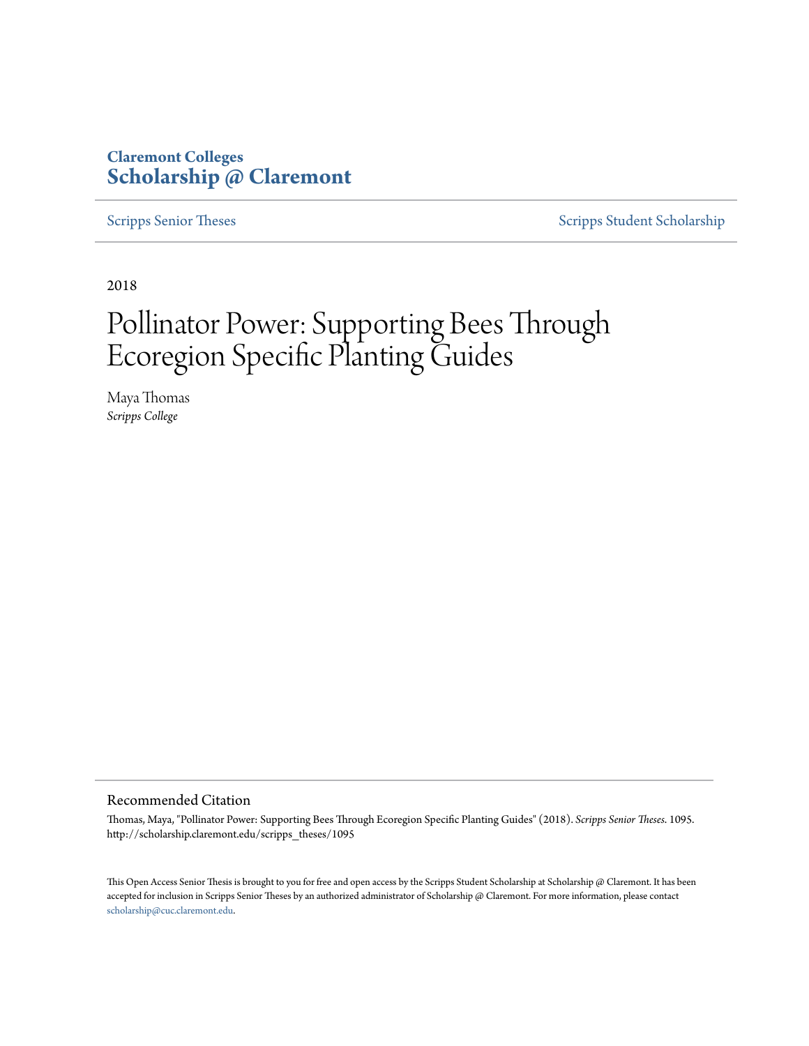Claremont Colleges
**Scholarship @ Claremont**

Scripps Senior Theses | Scripps Student Scholarship

2018

# Pollinator Power: Supporting Bees Through Ecoregion Specific Planting Guides

Maya Thomas
*Scripps College*

## Recommended Citation

Thomas, Maya, "Pollinator Power: Supporting Bees Through Ecoregion Specific Planting Guides" (2018). *Scripps Senior Theses*. 1095.
http://scholarship.claremont.edu/scripps_theses/1095

This Open Access Senior Thesis is brought to you for free and open access by the Scripps Student Scholarship at Scholarship @ Claremont. It has been accepted for inclusion in Scripps Senior Theses by an authorized administrator of Scholarship @ Claremont. For more information, please contact scholarship@cuc.claremont.edu.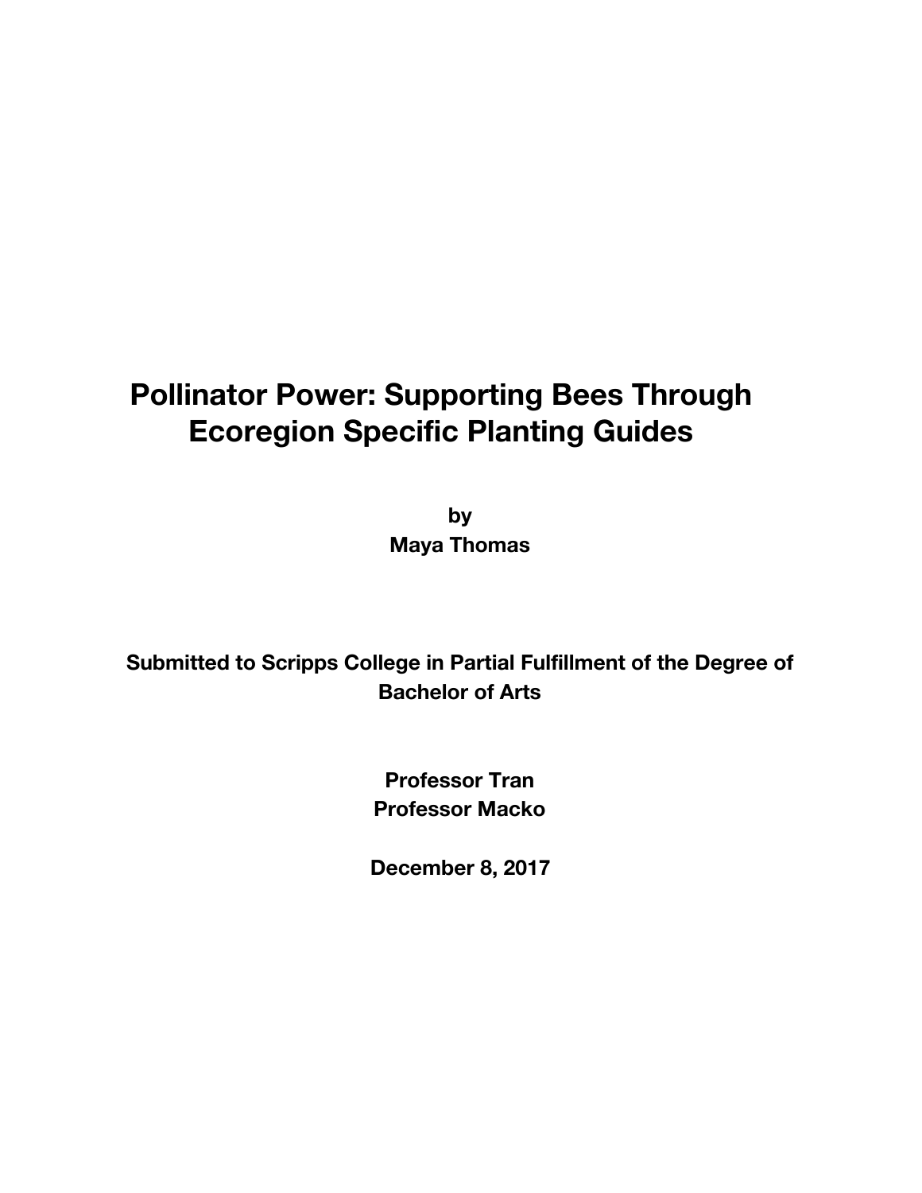# Pollinator Power: Supporting Bees Through Ecoregion Specific Planting Guides

**by**
**Maya Thomas**

**Submitted to Scripps College in Partial Fulfillment of the Degree of Bachelor of Arts**

**Professor Tran**
**Professor Macko**

**December 8, 2017**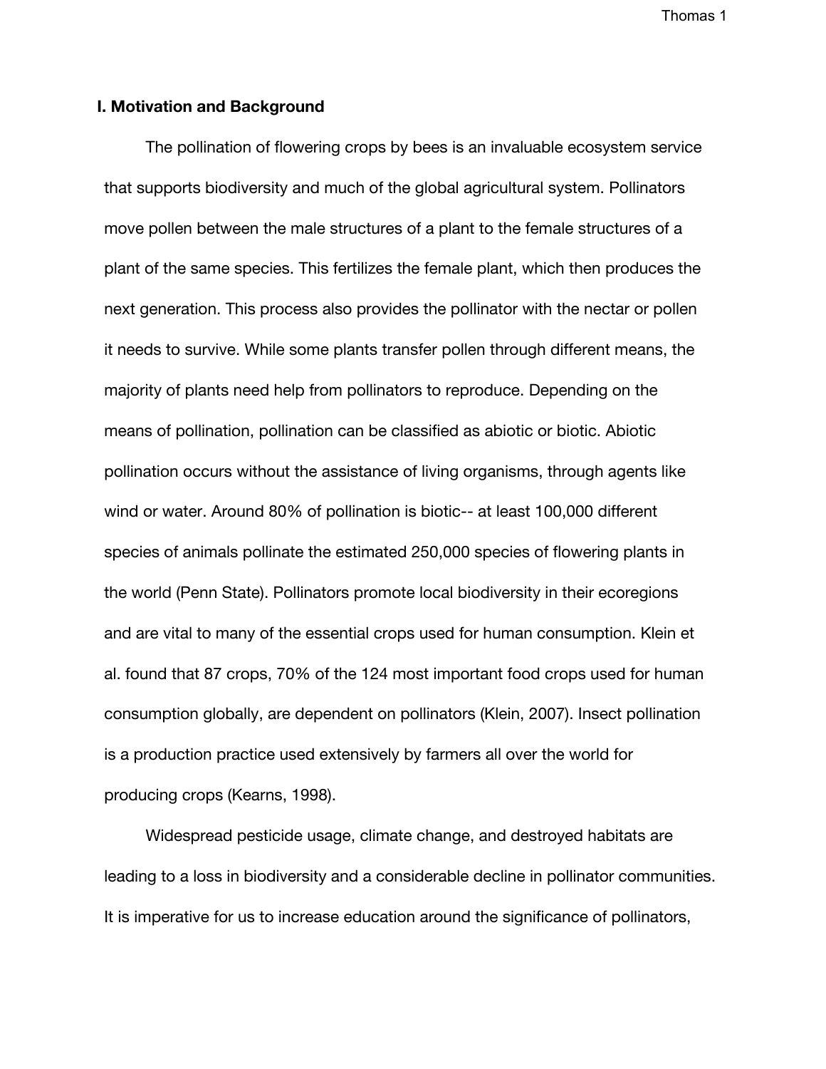## I. Motivation and Background

The pollination of flowering crops by bees is an invaluable ecosystem service that supports biodiversity and much of the global agricultural system. Pollinators move pollen between the male structures of a plant to the female structures of a plant of the same species. This fertilizes the female plant, which then produces the next generation. This process also provides the pollinator with the nectar or pollen it needs to survive. While some plants transfer pollen through different means, the majority of plants need help from pollinators to reproduce. Depending on the means of pollination, pollination can be classified as abiotic or biotic. Abiotic pollination occurs without the assistance of living organisms, through agents like wind or water. Around 80% of pollination is biotic-- at least 100,000 different species of animals pollinate the estimated 250,000 species of flowering plants in the world (Penn State). Pollinators promote local biodiversity in their ecoregions and are vital to many of the essential crops used for human consumption. Klein et al. found that 87 crops, 70% of the 124 most important food crops used for human consumption globally, are dependent on pollinators (Klein, 2007). Insect pollination is a production practice used extensively by farmers all over the world for producing crops (Kearns, 1998).

Widespread pesticide usage, climate change, and destroyed habitats are leading to a loss in biodiversity and a considerable decline in pollinator communities. It is imperative for us to increase education around the significance of pollinators,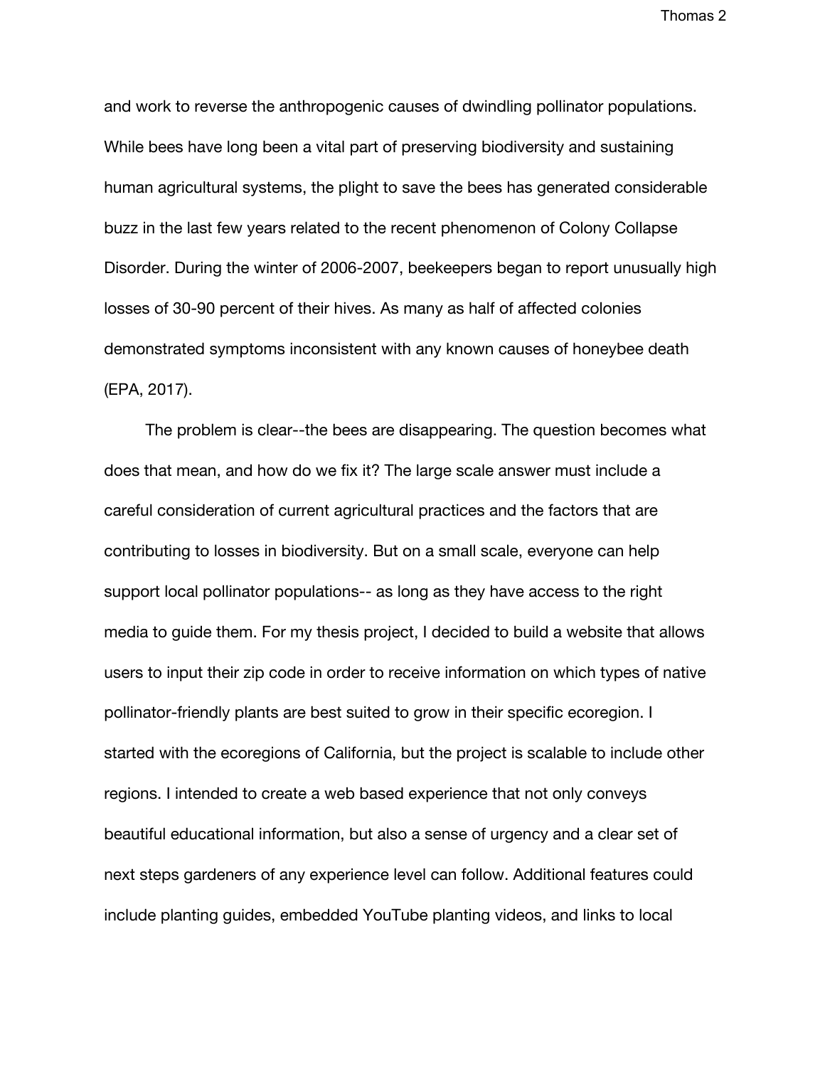and work to reverse the anthropogenic causes of dwindling pollinator populations. While bees have long been a vital part of preserving biodiversity and sustaining human agricultural systems, the plight to save the bees has generated considerable buzz in the last few years related to the recent phenomenon of Colony Collapse Disorder. During the winter of 2006-2007, beekeepers began to report unusually high losses of 30-90 percent of their hives. As many as half of affected colonies demonstrated symptoms inconsistent with any known causes of honeybee death (EPA, 2017).

The problem is clear--the bees are disappearing. The question becomes what does that mean, and how do we fix it? The large scale answer must include a careful consideration of current agricultural practices and the factors that are contributing to losses in biodiversity. But on a small scale, everyone can help support local pollinator populations-- as long as they have access to the right media to guide them. For my thesis project, I decided to build a website that allows users to input their zip code in order to receive information on which types of native pollinator-friendly plants are best suited to grow in their specific ecoregion. I started with the ecoregions of California, but the project is scalable to include other regions. I intended to create a web based experience that not only conveys beautiful educational information, but also a sense of urgency and a clear set of next steps gardeners of any experience level can follow. Additional features could include planting guides, embedded YouTube planting videos, and links to local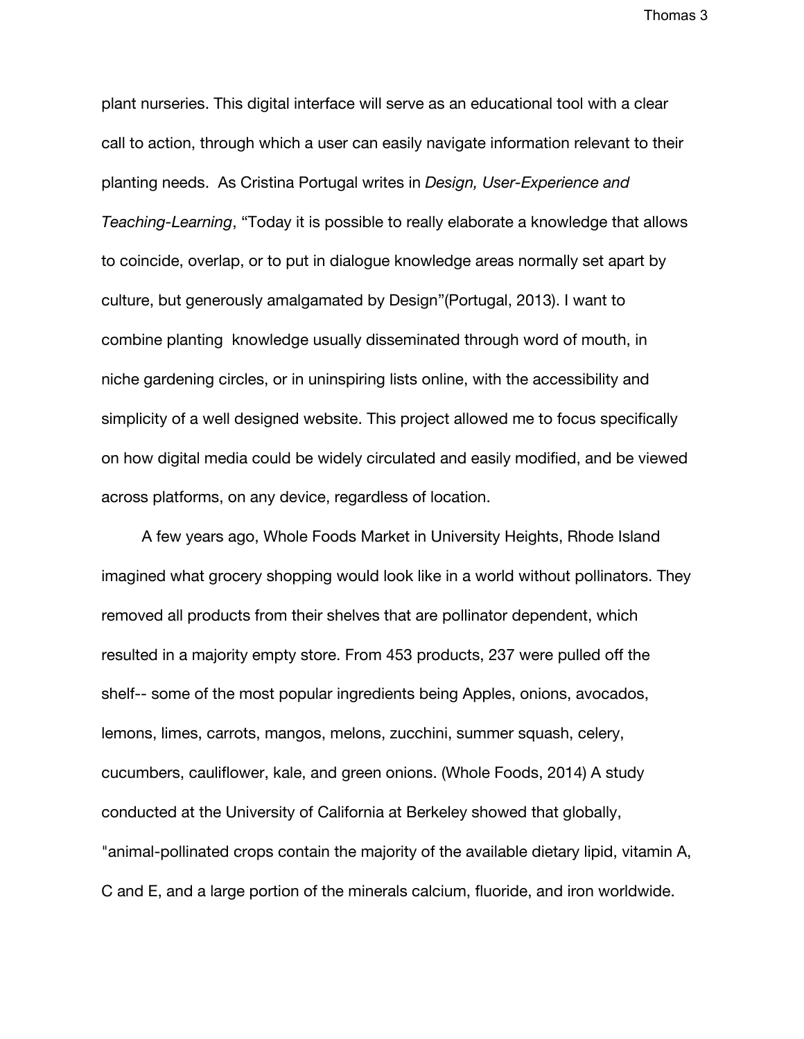plant nurseries. This digital interface will serve as an educational tool with a clear call to action, through which a user can easily navigate information relevant to their planting needs. As Cristina Portugal writes in *Design, User-Experience and Teaching-Learning*, "Today it is possible to really elaborate a knowledge that allows to coincide, overlap, or to put in dialogue knowledge areas normally set apart by culture, but generously amalgamated by Design"(Portugal, 2013). I want to combine planting knowledge usually disseminated through word of mouth, in niche gardening circles, or in uninspiring lists online, with the accessibility and simplicity of a well designed website. This project allowed me to focus specifically on how digital media could be widely circulated and easily modified, and be viewed across platforms, on any device, regardless of location.

A few years ago, Whole Foods Market in University Heights, Rhode Island imagined what grocery shopping would look like in a world without pollinators. They removed all products from their shelves that are pollinator dependent, which resulted in a majority empty store. From 453 products, 237 were pulled off the shelf-- some of the most popular ingredients being Apples, onions, avocados, lemons, limes, carrots, mangos, melons, zucchini, summer squash, celery, cucumbers, cauliflower, kale, and green onions. (Whole Foods, 2014) A study conducted at the University of California at Berkeley showed that globally, "animal-pollinated crops contain the majority of the available dietary lipid, vitamin A, C and E, and a large portion of the minerals calcium, fluoride, and iron worldwide.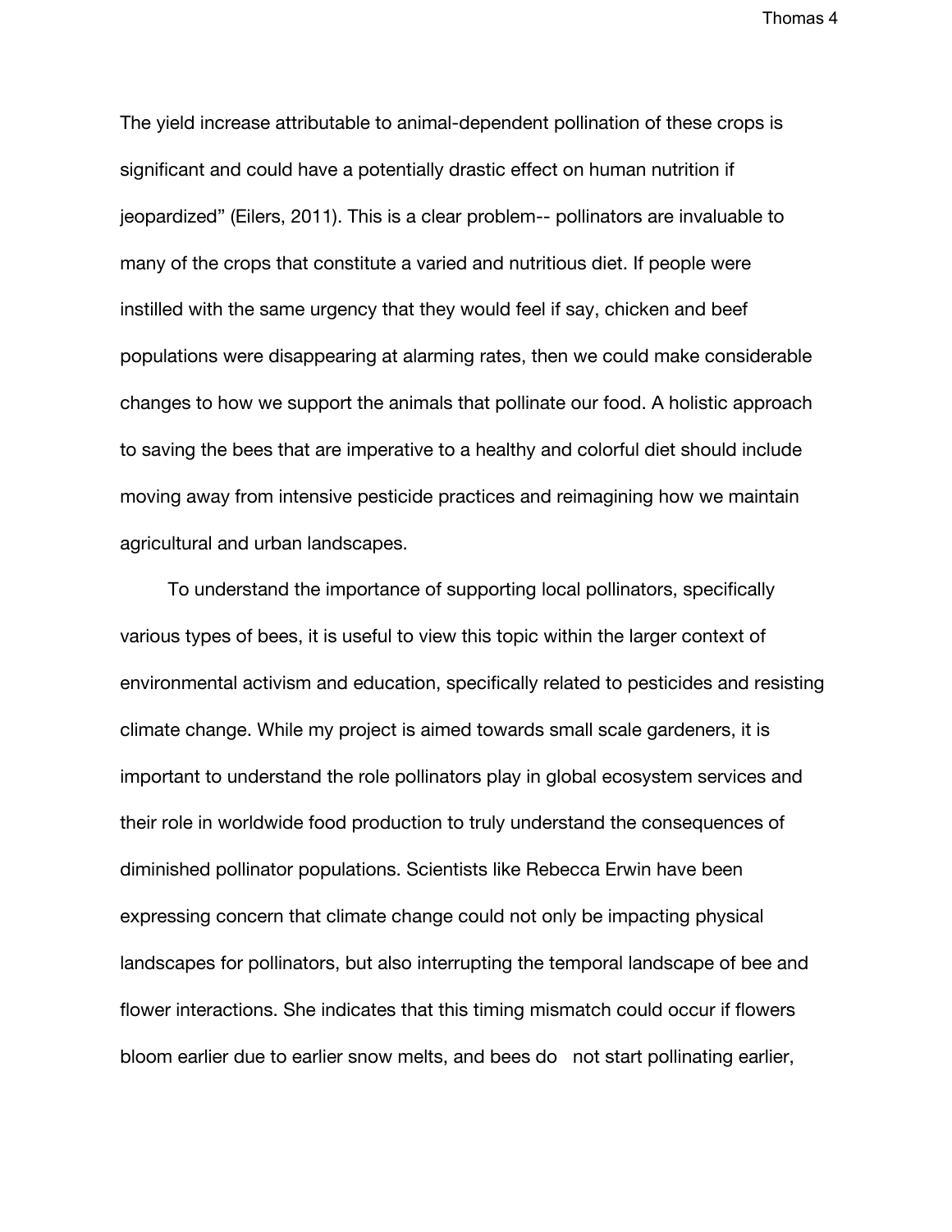The yield increase attributable to animal-dependent pollination of these crops is significant and could have a potentially drastic effect on human nutrition if jeopardized" (Eilers, 2011). This is a clear problem-- pollinators are invaluable to many of the crops that constitute a varied and nutritious diet. If people were instilled with the same urgency that they would feel if say, chicken and beef populations were disappearing at alarming rates, then we could make considerable changes to how we support the animals that pollinate our food. A holistic approach to saving the bees that are imperative to a healthy and colorful diet should include moving away from intensive pesticide practices and reimagining how we maintain agricultural and urban landscapes.

To understand the importance of supporting local pollinators, specifically various types of bees, it is useful to view this topic within the larger context of environmental activism and education, specifically related to pesticides and resisting climate change. While my project is aimed towards small scale gardeners, it is important to understand the role pollinators play in global ecosystem services and their role in worldwide food production to truly understand the consequences of diminished pollinator populations. Scientists like Rebecca Erwin have been expressing concern that climate change could not only be impacting physical landscapes for pollinators, but also interrupting the temporal landscape of bee and flower interactions. She indicates that this timing mismatch could occur if flowers bloom earlier due to earlier snow melts, and bees do not start pollinating earlier,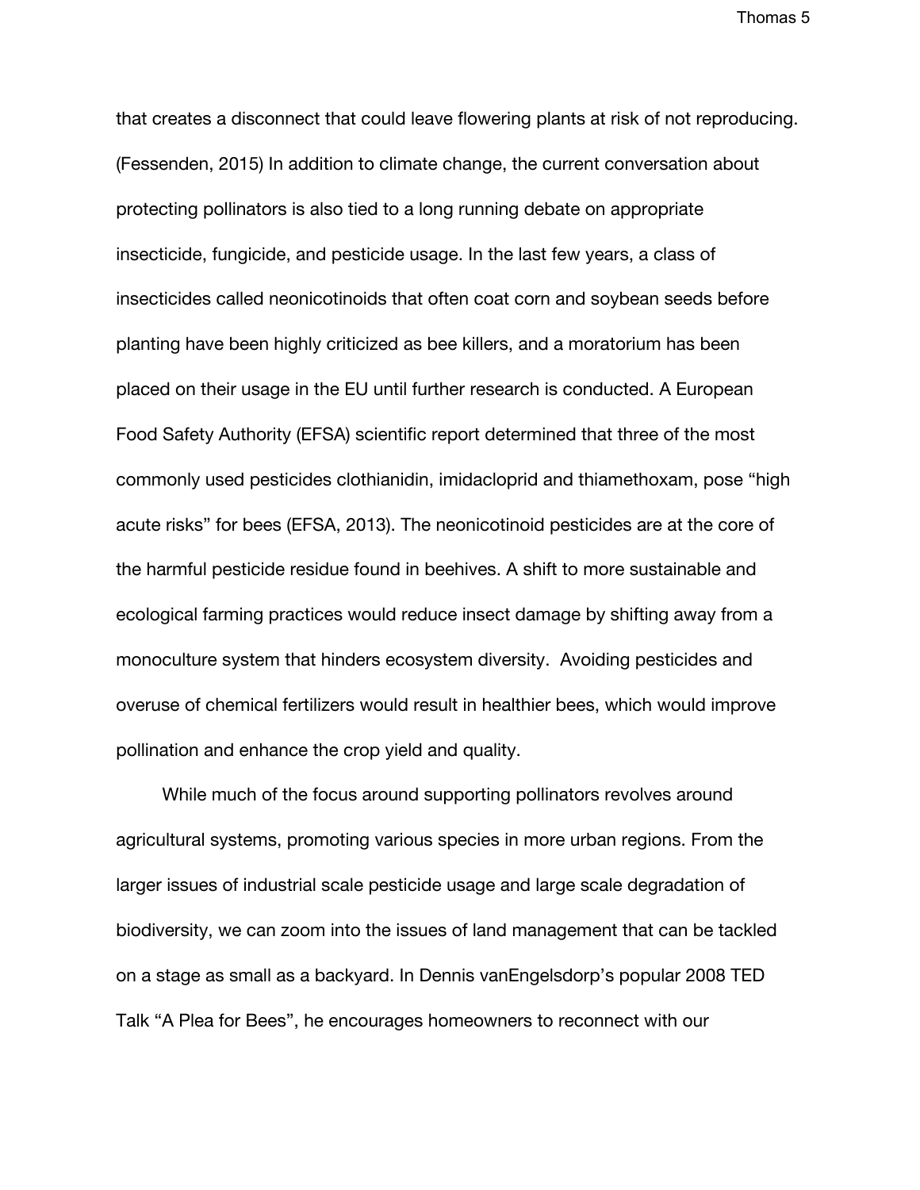that creates a disconnect that could leave flowering plants at risk of not reproducing. (Fessenden, 2015) In addition to climate change, the current conversation about protecting pollinators is also tied to a long running debate on appropriate insecticide, fungicide, and pesticide usage. In the last few years, a class of insecticides called neonicotinoids that often coat corn and soybean seeds before planting have been highly criticized as bee killers, and a moratorium has been placed on their usage in the EU until further research is conducted. A European Food Safety Authority (EFSA) scientific report determined that three of the most commonly used pesticides clothianidin, imidacloprid and thiamethoxam, pose "high acute risks" for bees (EFSA, 2013). The neonicotinoid pesticides are at the core of the harmful pesticide residue found in beehives. A shift to more sustainable and ecological farming practices would reduce insect damage by shifting away from a monoculture system that hinders ecosystem diversity. Avoiding pesticides and overuse of chemical fertilizers would result in healthier bees, which would improve pollination and enhance the crop yield and quality.

While much of the focus around supporting pollinators revolves around agricultural systems, promoting various species in more urban regions. From the larger issues of industrial scale pesticide usage and large scale degradation of biodiversity, we can zoom into the issues of land management that can be tackled on a stage as small as a backyard. In Dennis vanEngelsdorp's popular 2008 TED Talk "A Plea for Bees", he encourages homeowners to reconnect with our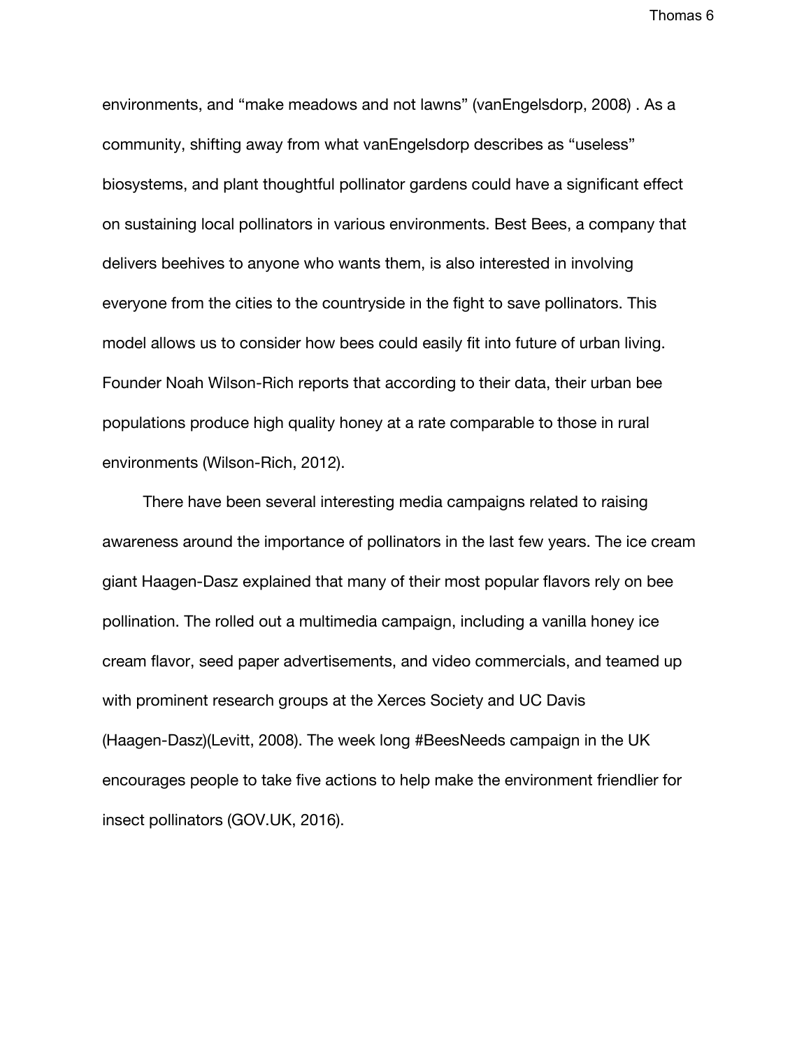environments, and “make meadows and not lawns” (vanEngelsdorp, 2008) . As a community, shifting away from what vanEngelsdorp describes as “useless” biosystems, and plant thoughtful pollinator gardens could have a significant effect on sustaining local pollinators in various environments. Best Bees, a company that delivers beehives to anyone who wants them, is also interested in involving everyone from the cities to the countryside in the fight to save pollinators. This model allows us to consider how bees could easily fit into future of urban living. Founder Noah Wilson-Rich reports that according to their data, their urban bee populations produce high quality honey at a rate comparable to those in rural environments (Wilson-Rich, 2012).

There have been several interesting media campaigns related to raising awareness around the importance of pollinators in the last few years. The ice cream giant Haagen-Dasz explained that many of their most popular flavors rely on bee pollination. The rolled out a multimedia campaign, including a vanilla honey ice cream flavor, seed paper advertisements, and video commercials, and teamed up with prominent research groups at the Xerces Society and UC Davis (Haagen-Dasz)(Levitt, 2008). The week long #BeesNeeds campaign in the UK encourages people to take five actions to help make the environment friendlier for insect pollinators (GOV.UK, 2016).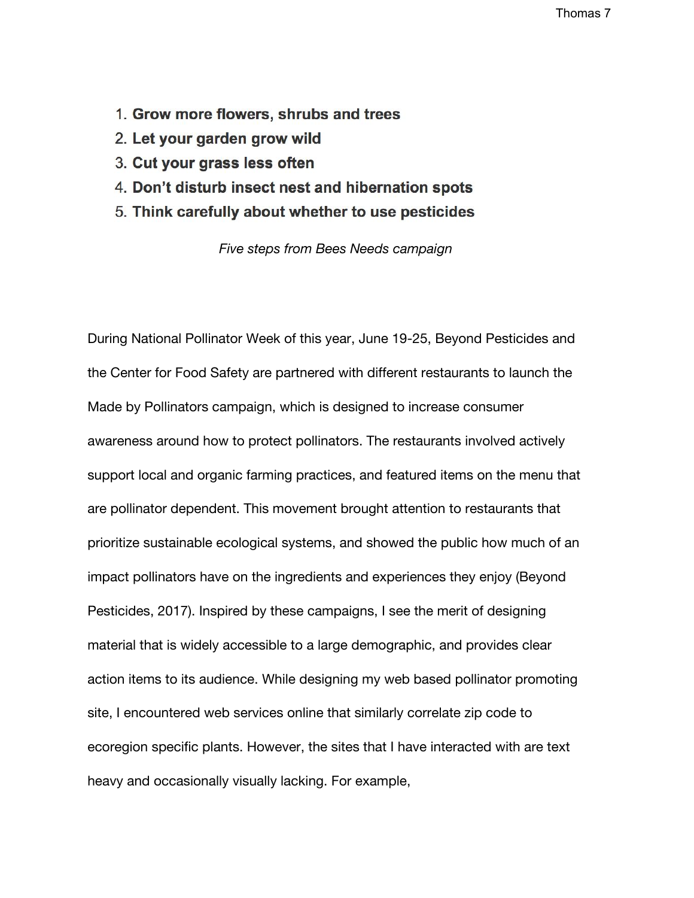1. **Grow more flowers, shrubs and trees**
2. **Let your garden grow wild**
3. **Cut your grass less often**
4. **Don't disturb insect nest and hibernation spots**
5. **Think carefully about whether to use pesticides**

*Five steps from Bees Needs campaign*

During National Pollinator Week of this year, June 19-25, Beyond Pesticides and the Center for Food Safety are partnered with different restaurants to launch the Made by Pollinators campaign, which is designed to increase consumer awareness around how to protect pollinators. The restaurants involved actively support local and organic farming practices, and featured items on the menu that are pollinator dependent. This movement brought attention to restaurants that prioritize sustainable ecological systems, and showed the public how much of an impact pollinators have on the ingredients and experiences they enjoy (Beyond Pesticides, 2017). Inspired by these campaigns, I see the merit of designing material that is widely accessible to a large demographic, and provides clear action items to its audience. While designing my web based pollinator promoting site, I encountered web services online that similarly correlate zip code to ecoregion specific plants. However, the sites that I have interacted with are text heavy and occasionally visually lacking. For example,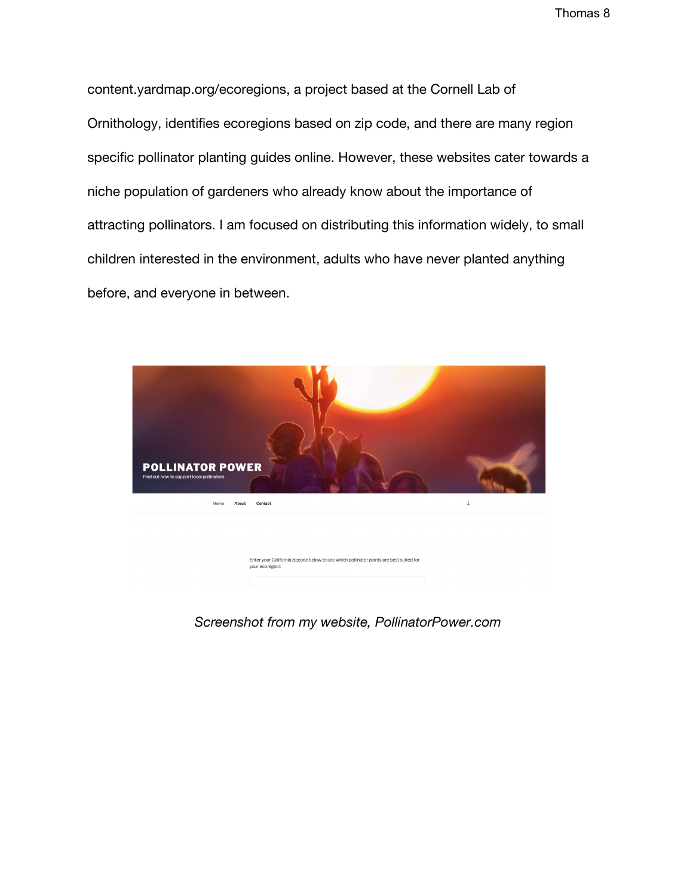content.yardmap.org/ecoregions, a project based at the Cornell Lab of Ornithology, identifies ecoregions based on zip code, and there are many region specific pollinator planting guides online. However, these websites cater towards a niche population of gardeners who already know about the importance of attracting pollinators. I am focused on distributing this information widely, to small children interested in the environment, adults who have never planted anything before, and everyone in between.

*Screenshot from my website, PollinatorPower.com*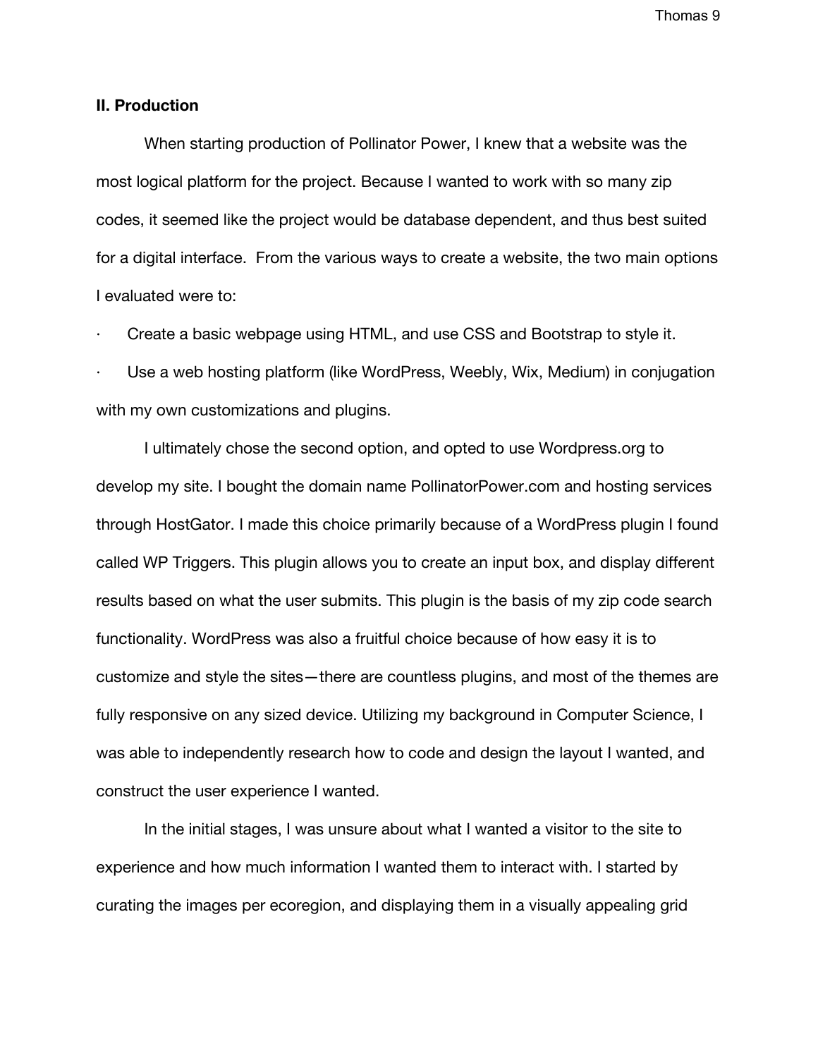## II. Production

When starting production of Pollinator Power, I knew that a website was the most logical platform for the project. Because I wanted to work with so many zip codes, it seemed like the project would be database dependent, and thus best suited for a digital interface.  From the various ways to create a website, the two main options I evaluated were to:

- Create a basic webpage using HTML, and use CSS and Bootstrap to style it.
- Use a web hosting platform (like WordPress, Weebly, Wix, Medium) in conjugation with my own customizations and plugins.

I ultimately chose the second option, and opted to use Wordpress.org to develop my site. I bought the domain name PollinatorPower.com and hosting services through HostGator. I made this choice primarily because of a WordPress plugin I found called WP Triggers. This plugin allows you to create an input box, and display different results based on what the user submits. This plugin is the basis of my zip code search functionality. WordPress was also a fruitful choice because of how easy it is to customize and style the sites—there are countless plugins, and most of the themes are fully responsive on any sized device. Utilizing my background in Computer Science, I was able to independently research how to code and design the layout I wanted, and construct the user experience I wanted.

In the initial stages, I was unsure about what I wanted a visitor to the site to experience and how much information I wanted them to interact with. I started by curating the images per ecoregion, and displaying them in a visually appealing grid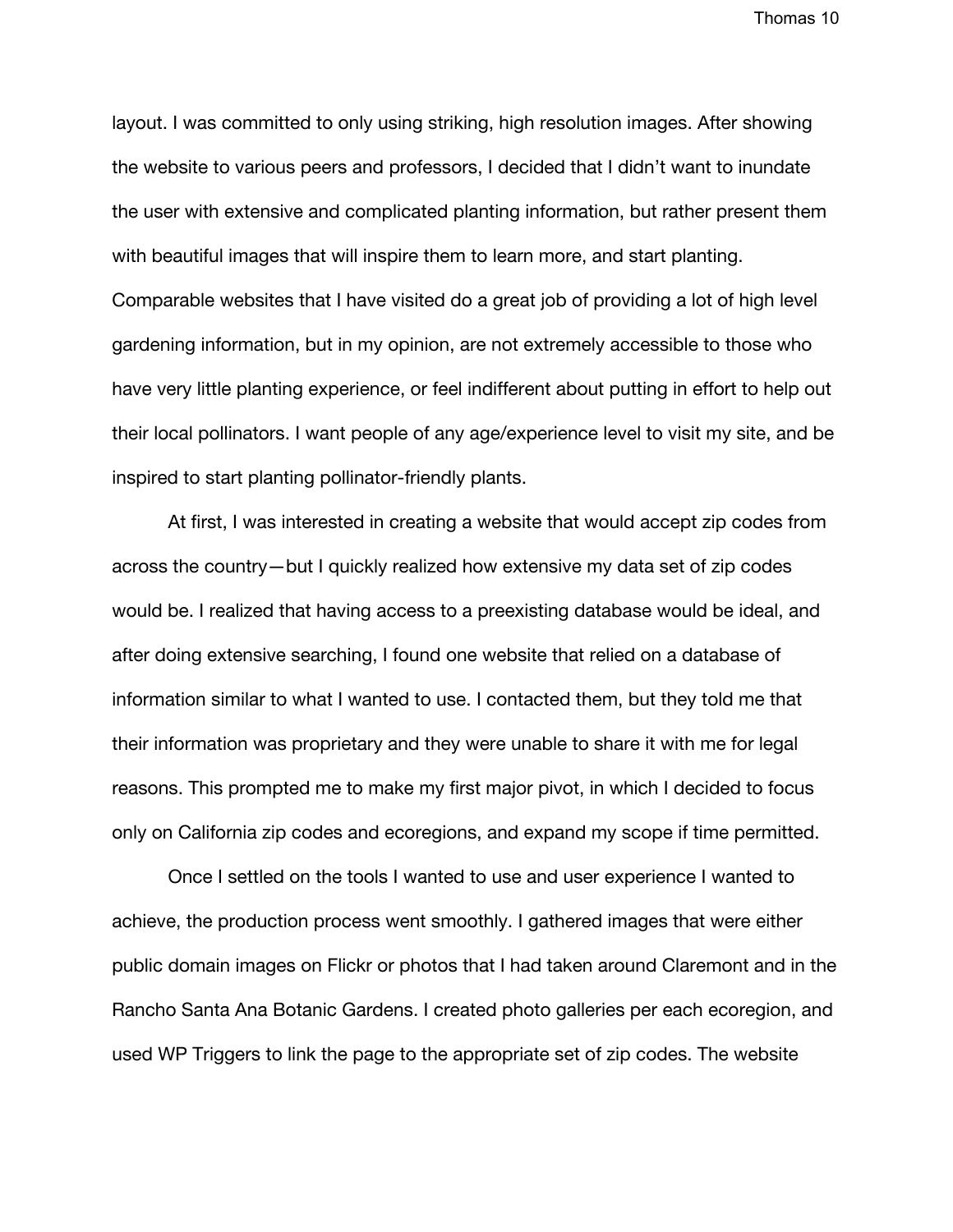layout. I was committed to only using striking, high resolution images. After showing the website to various peers and professors, I decided that I didn't want to inundate the user with extensive and complicated planting information, but rather present them with beautiful images that will inspire them to learn more, and start planting. Comparable websites that I have visited do a great job of providing a lot of high level gardening information, but in my opinion, are not extremely accessible to those who have very little planting experience, or feel indifferent about putting in effort to help out their local pollinators. I want people of any age/experience level to visit my site, and be inspired to start planting pollinator-friendly plants.

At first, I was interested in creating a website that would accept zip codes from across the country—but I quickly realized how extensive my data set of zip codes would be. I realized that having access to a preexisting database would be ideal, and after doing extensive searching, I found one website that relied on a database of information similar to what I wanted to use. I contacted them, but they told me that their information was proprietary and they were unable to share it with me for legal reasons. This prompted me to make my first major pivot, in which I decided to focus only on California zip codes and ecoregions, and expand my scope if time permitted.

Once I settled on the tools I wanted to use and user experience I wanted to achieve, the production process went smoothly. I gathered images that were either public domain images on Flickr or photos that I had taken around Claremont and in the Rancho Santa Ana Botanic Gardens. I created photo galleries per each ecoregion, and used WP Triggers to link the page to the appropriate set of zip codes. The website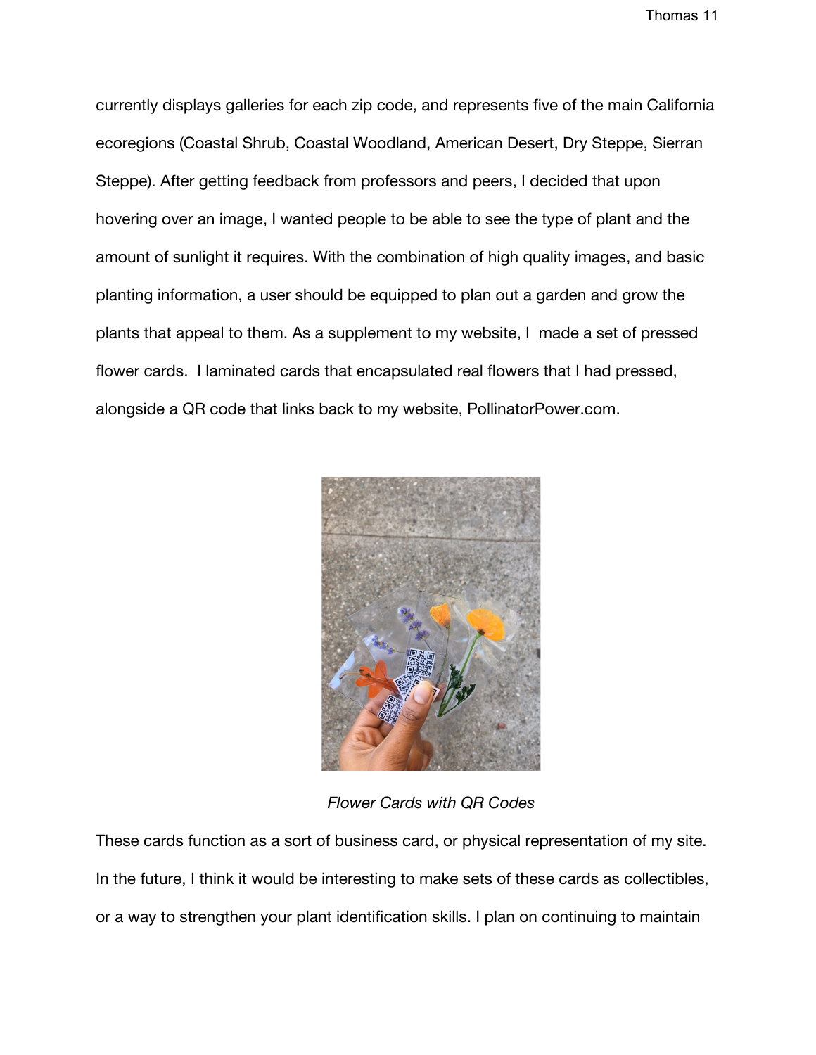currently displays galleries for each zip code, and represents five of the main California ecoregions (Coastal Shrub, Coastal Woodland, American Desert, Dry Steppe, Sierran Steppe). After getting feedback from professors and peers, I decided that upon hovering over an image, I wanted people to be able to see the type of plant and the amount of sunlight it requires. With the combination of high quality images, and basic planting information, a user should be equipped to plan out a garden and grow the plants that appeal to them. As a supplement to my website, I made a set of pressed flower cards. I laminated cards that encapsulated real flowers that I had pressed, alongside a QR code that links back to my website, PollinatorPower.com.

*Flower Cards with QR Codes*

These cards function as a sort of business card, or physical representation of my site. In the future, I think it would be interesting to make sets of these cards as collectibles, or a way to strengthen your plant identification skills. I plan on continuing to maintain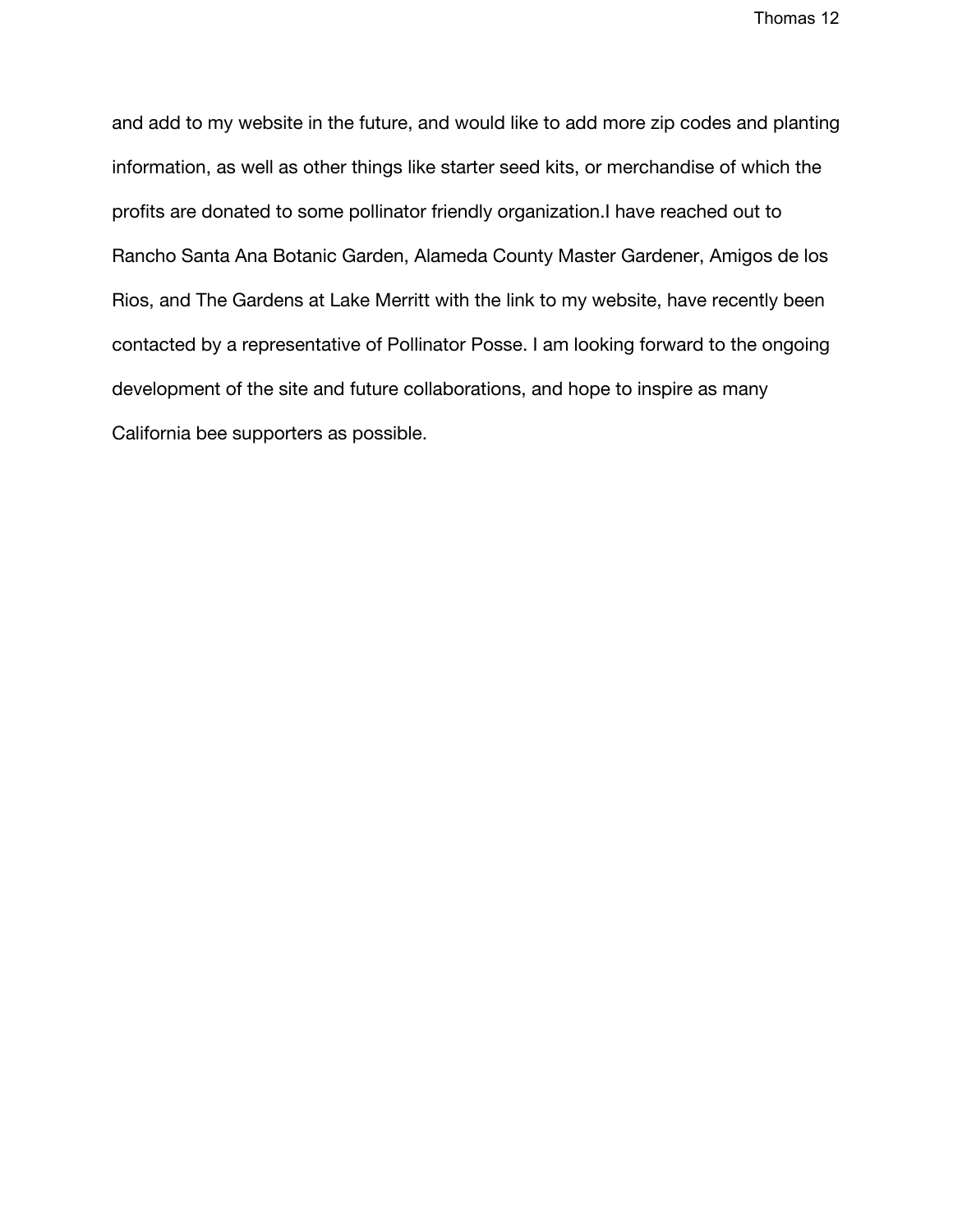and add to my website in the future, and would like to add more zip codes and planting information, as well as other things like starter seed kits, or merchandise of which the profits are donated to some pollinator friendly organization.I have reached out to Rancho Santa Ana Botanic Garden, Alameda County Master Gardener, Amigos de los Rios, and The Gardens at Lake Merritt with the link to my website, have recently been contacted by a representative of Pollinator Posse. I am looking forward to the ongoing development of the site and future collaborations, and hope to inspire as many California bee supporters as possible.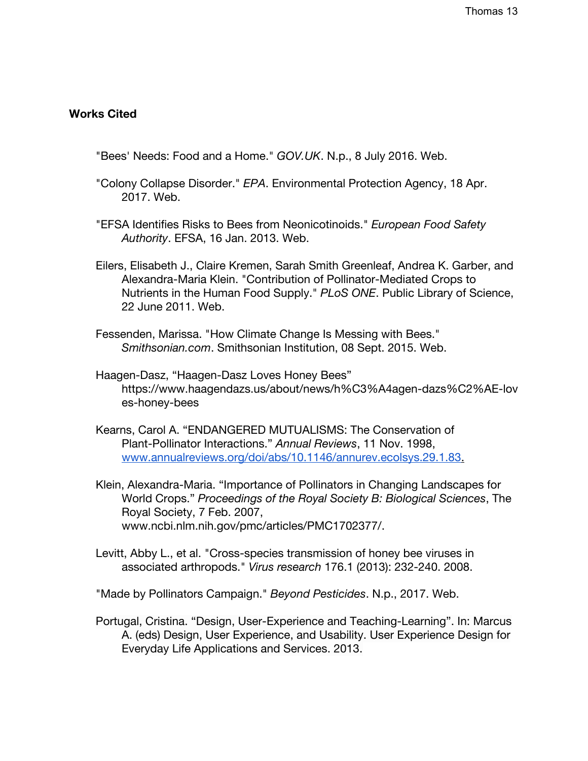## Works Cited

"Bees' Needs: Food and a Home." *GOV.UK*. N.p., 8 July 2016. Web.

"Colony Collapse Disorder." *EPA*. Environmental Protection Agency, 18 Apr. 2017. Web.

"EFSA Identifies Risks to Bees from Neonicotinoids." *European Food Safety Authority*. EFSA, 16 Jan. 2013. Web.

Eilers, Elisabeth J., Claire Kremen, Sarah Smith Greenleaf, Andrea K. Garber, and Alexandra-Maria Klein. "Contribution of Pollinator-Mediated Crops to Nutrients in the Human Food Supply." *PLoS ONE*. Public Library of Science, 22 June 2011. Web.

Fessenden, Marissa. "How Climate Change Is Messing with Bees." *Smithsonian.com*. Smithsonian Institution, 08 Sept. 2015. Web.

Haagen-Dasz, "Haagen-Dasz Loves Honey Bees" https://www.haagendazs.us/about/news/h%C3%A4agen-dazs%C2%AE-loves-honey-bees

Kearns, Carol A. "ENDANGERED MUTUALISMS: The Conservation of Plant-Pollinator Interactions." *Annual Reviews*, 11 Nov. 1998, www.annualreviews.org/doi/abs/10.1146/annurev.ecolsys.29.1.83.

Klein, Alexandra-Maria. "Importance of Pollinators in Changing Landscapes for World Crops." *Proceedings of the Royal Society B: Biological Sciences*, The Royal Society, 7 Feb. 2007, www.ncbi.nlm.nih.gov/pmc/articles/PMC1702377/.

Levitt, Abby L., et al. "Cross-species transmission of honey bee viruses in associated arthropods." *Virus research* 176.1 (2013): 232-240. 2008.

"Made by Pollinators Campaign." *Beyond Pesticides*. N.p., 2017. Web.

Portugal, Cristina. "Design, User-Experience and Teaching-Learning". In: Marcus A. (eds) Design, User Experience, and Usability. User Experience Design for Everyday Life Applications and Services. 2013.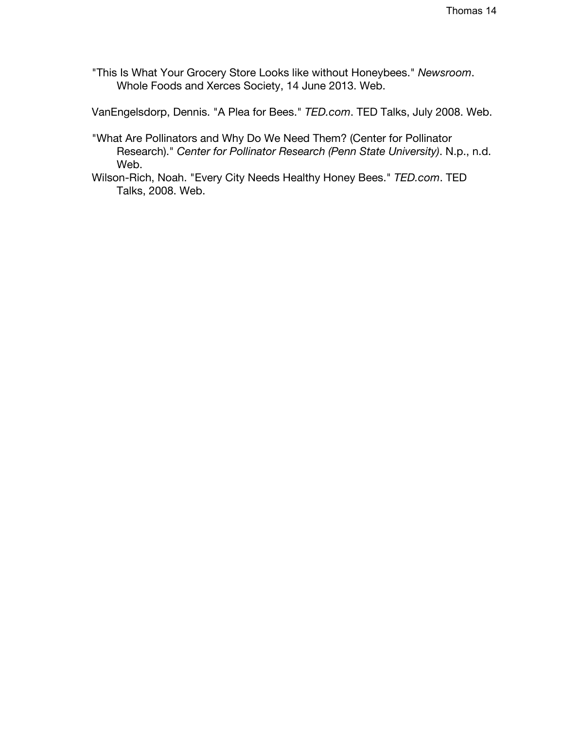"This Is What Your Grocery Store Looks like without Honeybees." *Newsroom*. Whole Foods and Xerces Society, 14 June 2013. Web.

VanEngelsdorp, Dennis. "A Plea for Bees." *TED.com*. TED Talks, July 2008. Web.

"What Are Pollinators and Why Do We Need Them? (Center for Pollinator Research)." *Center for Pollinator Research (Penn State University)*. N.p., n.d. Web.

Wilson-Rich, Noah. "Every City Needs Healthy Honey Bees." *TED.com*. TED Talks, 2008. Web.